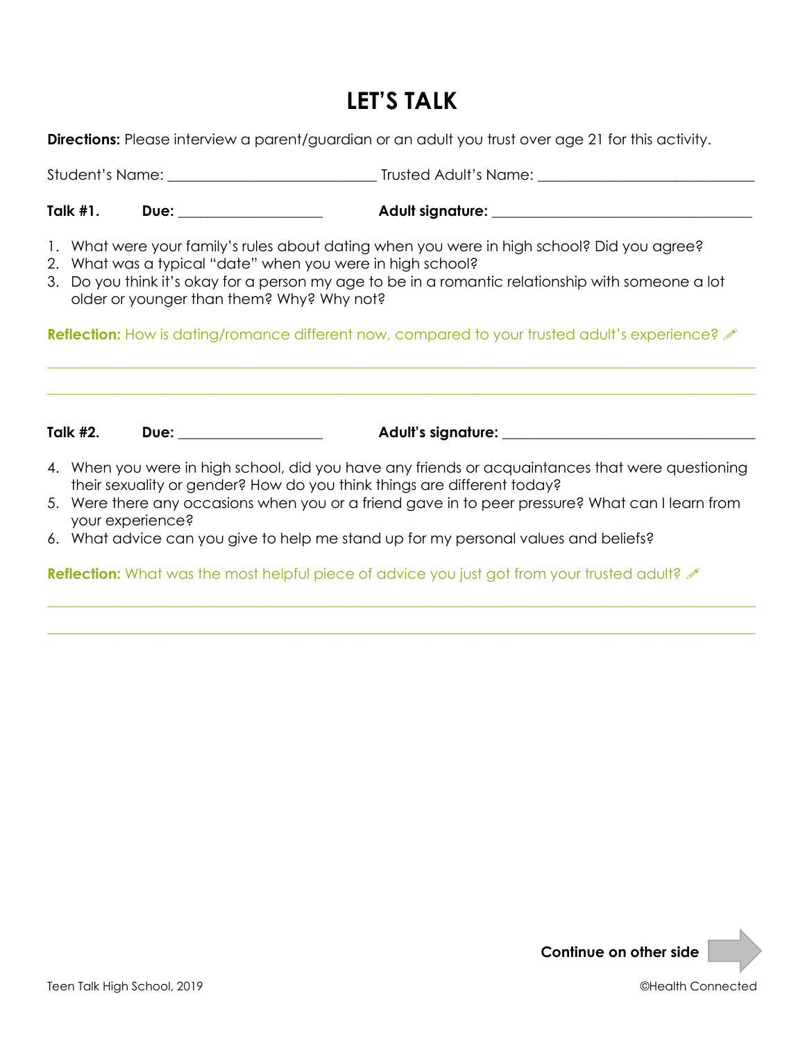# LET'S TALK

**Directions:** Please interview a parent/guardian or an adult you trust over age 21 for this activity.

Student's Name: ___________________________ Trusted Adult's Name: ____________________________

**Talk #1.** **Due:** ___________________ **Adult signature:** __________________________________

1. What were your family's rules about dating when you were in high school? Did you agree?
2. What was a typical "date" when you were in high school?
3. Do you think it's okay for a person my age to be in a romantic relationship with someone a lot older or younger than them? Why? Why not?

**Reflection:** How is dating/romance different now, compared to your trusted adult's experience? ✏

_____________________________________________________________________________________________

_____________________________________________________________________________________________

**Talk #2.** **Due:** ___________________ **Adult's signature:** _________________________________

4. When you were in high school, did you have any friends or acquaintances that were questioning their sexuality or gender? How do you think things are different today?
5. Were there any occasions when you or a friend gave in to peer pressure? What can I learn from your experience?
6. What advice can you give to help me stand up for my personal values and beliefs?

**Reflection:** What was the most helpful piece of advice you just got from your trusted adult? ✏

_____________________________________________________________________________________________

_____________________________________________________________________________________________

**Continue on other side**

Teen Talk High School, 2019

©Health Connected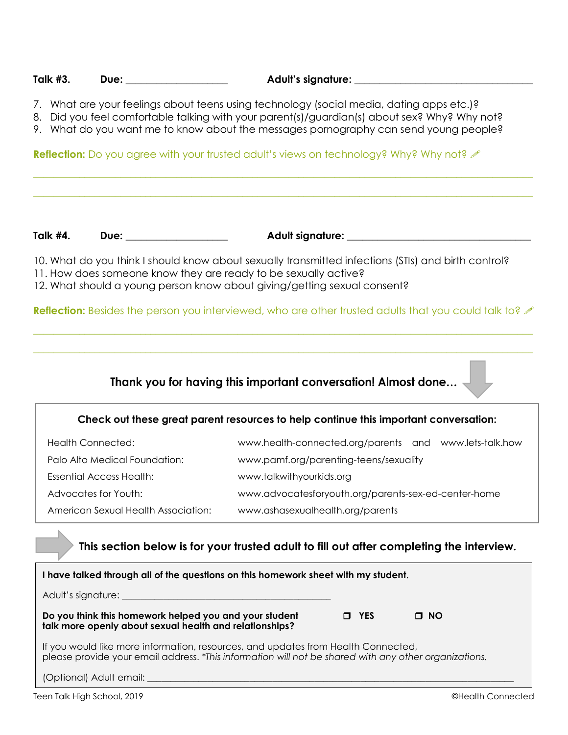**Talk #3.** **Due:** ____________________ **Adult's signature:** ___________________________________

7. What are your feelings about teens using technology (social media, dating apps etc.)?
8. Did you feel comfortable talking with your parent(s)/guardian(s) about sex? Why? Why not?
9. What do you want me to know about the messages pornography can send young people?

**Reflection:** Do you agree with your trusted adult's views on technology? Why? Why not? ✏

_______________________________________________________________________________

_______________________________________________________________________________

**Talk #4.** **Due:** ____________________ **Adult signature:** ___________________________________

10. What do you think I should know about sexually transmitted infections (STIs) and birth control?
11. How does someone know they are ready to be sexually active?
12. What should a young person know about giving/getting sexual consent?

**Reflection:** Besides the person you interviewed, who are other trusted adults that you could talk to? ✏

_______________________________________________________________________________

_______________________________________________________________________________

**Thank you for having this important conversation! Almost done…**

**Check out these great parent resources to help continue this important conversation:**

| | |
|---|---|
| Health Connected: | www.health-connected.org/parents and www.lets-talk.how |
| Palo Alto Medical Foundation: | www.pamf.org/parenting-teens/sexuality |
| Essential Access Health: | www.talkwithyourkids.org |
| Advocates for Youth: | www.advocatesforyouth.org/parents-sex-ed-center-home |
| American Sexual Health Association: | www.ashasexualhealth.org/parents |

**This section below is for your trusted adult to fill out after completing the interview.**

**I have talked through all of the questions on this homework sheet with my student.**

Adult's signature: ____________________________________________

**Do you think this homework helped you and your student talk more openly about sexual health and relationships?** ❐ **YES** ❐ **NO**

If you would like more information, resources, and updates from Health Connected, please provide your email address. *\*This information will not be shared with any other organizations.*

(Optional) Adult email: ______________________________________________________________

Teen Talk High School, 2019 ©Health Connected